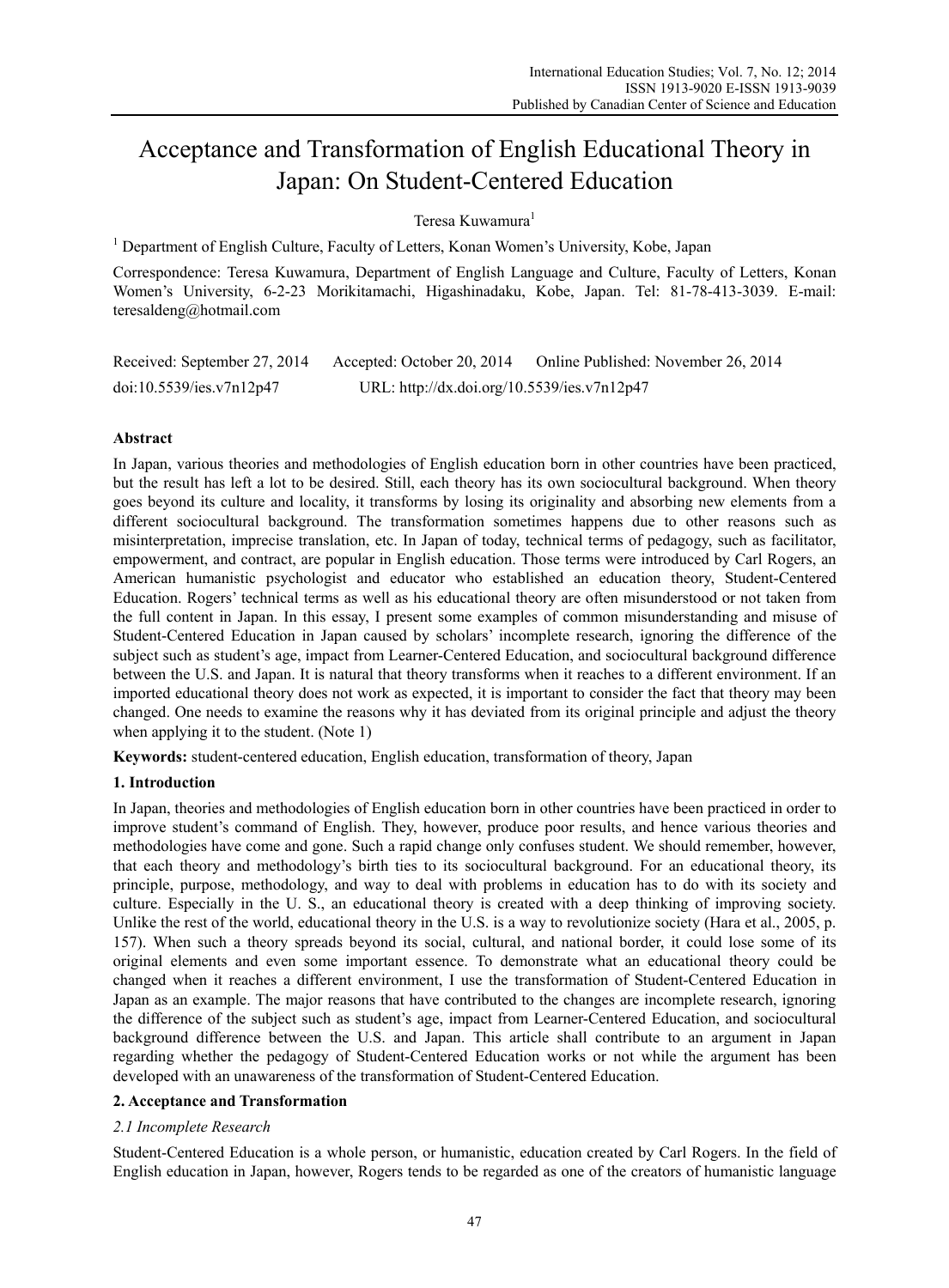# Acceptance and Transformation of English Educational Theory in Japan: On Student-Centered Education

Teresa Kuwamura[1]

[1] Department of English Culture, Faculty of Letters, Konan Women's University, Kobe, Japan

Correspondence: Teresa Kuwamura, Department of English Language and Culture, Faculty of Letters, Konan Women's University, 6-2-23 Morikitamachi, Higashinadaku, Kobe, Japan. Tel: 81-78-413-3039. E-mail: teresaldeng@hotmail.com

Received: September 27, 2014 Accepted: October 20, 2014 Online Published: November 26, 2014

doi:10.5539/ies.v7n12p47 URL: http://dx.doi.org/10.5539/ies.v7n12p47

## Abstract

In Japan, various theories and methodologies of English education born in other countries have been practiced, but the result has left a lot to be desired. Still, each theory has its own sociocultural background. When theory goes beyond its culture and locality, it transforms by losing its originality and absorbing new elements from a different sociocultural background. The transformation sometimes happens due to other reasons such as misinterpretation, imprecise translation, etc. In Japan of today, technical terms of pedagogy, such as facilitator, empowerment, and contract, are popular in English education. Those terms were introduced by Carl Rogers, an American humanistic psychologist and educator who established an education theory, Student-Centered Education. Rogers' technical terms as well as his educational theory are often misunderstood or not taken from the full content in Japan. In this essay, I present some examples of common misunderstanding and misuse of Student-Centered Education in Japan caused by scholars' incomplete research, ignoring the difference of the subject such as student's age, impact from Learner-Centered Education, and sociocultural background difference between the U.S. and Japan. It is natural that theory transforms when it reaches to a different environment. If an imported educational theory does not work as expected, it is important to consider the fact that theory may been changed. One needs to examine the reasons why it has deviated from its original principle and adjust the theory when applying it to the student. (Note 1)

**Keywords:** student-centered education, English education, transformation of theory, Japan

## 1. Introduction

In Japan, theories and methodologies of English education born in other countries have been practiced in order to improve student's command of English. They, however, produce poor results, and hence various theories and methodologies have come and gone. Such a rapid change only confuses student. We should remember, however, that each theory and methodology's birth ties to its sociocultural background. For an educational theory, its principle, purpose, methodology, and way to deal with problems in education has to do with its society and culture. Especially in the U. S., an educational theory is created with a deep thinking of improving society. Unlike the rest of the world, educational theory in the U.S. is a way to revolutionize society (Hara et al., 2005, p. 157). When such a theory spreads beyond its social, cultural, and national border, it could lose some of its original elements and even some important essence. To demonstrate what an educational theory could be changed when it reaches a different environment, I use the transformation of Student-Centered Education in Japan as an example. The major reasons that have contributed to the changes are incomplete research, ignoring the difference of the subject such as student's age, impact from Learner-Centered Education, and sociocultural background difference between the U.S. and Japan. This article shall contribute to an argument in Japan regarding whether the pedagogy of Student-Centered Education works or not while the argument has been developed with an unawareness of the transformation of Student-Centered Education.

## 2. Acceptance and Transformation

### 2.1 Incomplete Research

Student-Centered Education is a whole person, or humanistic, education created by Carl Rogers. In the field of English education in Japan, however, Rogers tends to be regarded as one of the creators of humanistic language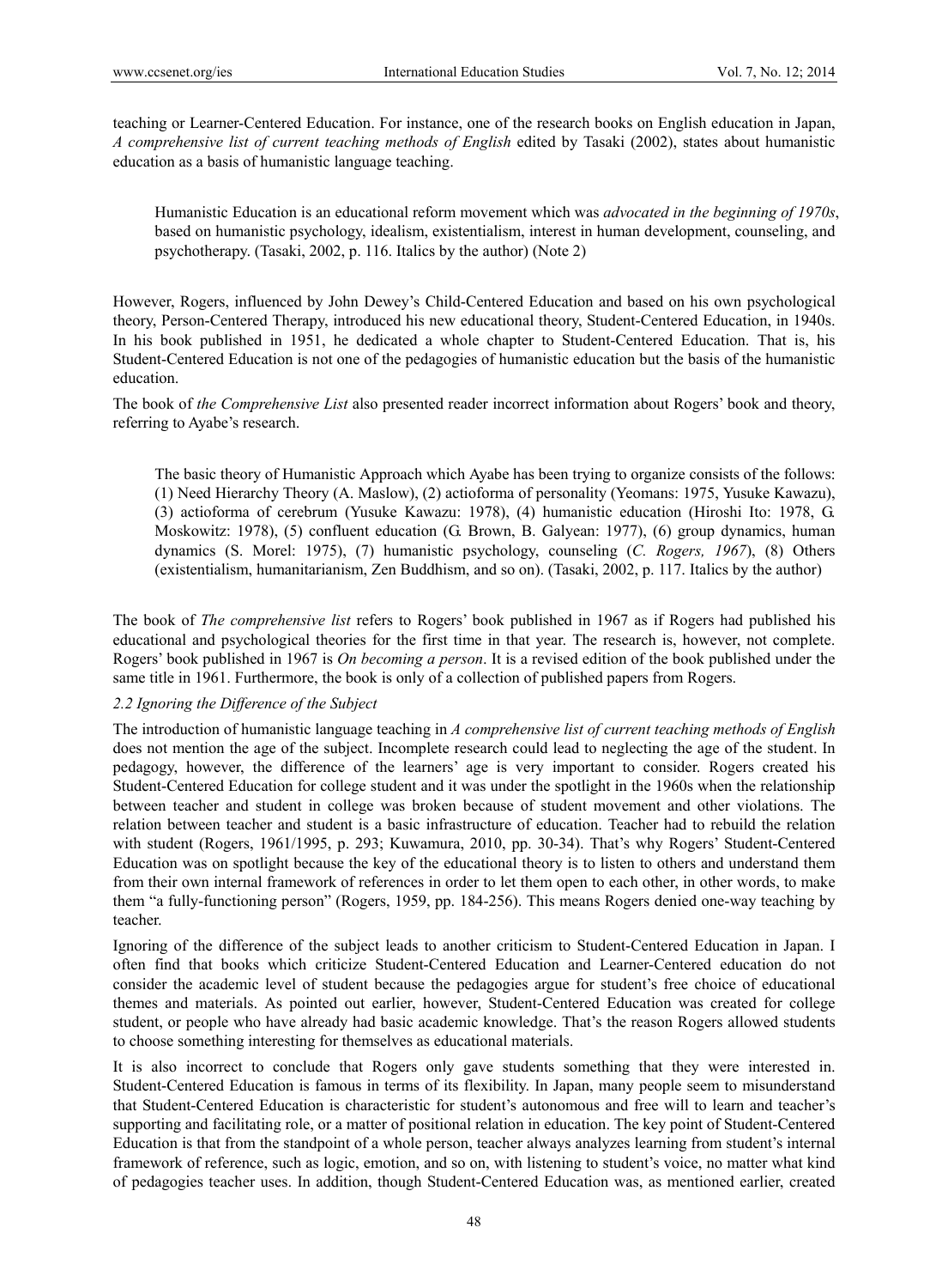teaching or Learner-Centered Education. For instance, one of the research books on English education in Japan, *A comprehensive list of current teaching methods of English* edited by Tasaki (2002), states about humanistic education as a basis of humanistic language teaching.

> Humanistic Education is an educational reform movement which was *advocated in the beginning of 1970s*, based on humanistic psychology, idealism, existentialism, interest in human development, counseling, and psychotherapy. (Tasaki, 2002, p. 116. Italics by the author) (Note 2)

However, Rogers, influenced by John Dewey's Child-Centered Education and based on his own psychological theory, Person-Centered Therapy, introduced his new educational theory, Student-Centered Education, in 1940s. In his book published in 1951, he dedicated a whole chapter to Student-Centered Education. That is, his Student-Centered Education is not one of the pedagogies of humanistic education but the basis of the humanistic education.

The book of *the Comprehensive List* also presented reader incorrect information about Rogers' book and theory, referring to Ayabe's research.

> The basic theory of Humanistic Approach which Ayabe has been trying to organize consists of the follows: (1) Need Hierarchy Theory (A. Maslow), (2) actioforma of personality (Yeomans: 1975, Yusuke Kawazu), (3) actioforma of cerebrum (Yusuke Kawazu: 1978), (4) humanistic education (Hiroshi Ito: 1978, G. Moskowitz: 1978), (5) confluent education (G. Brown, B. Galyean: 1977), (6) group dynamics, human dynamics (S. Morel: 1975), (7) humanistic psychology, counseling (*C. Rogers, 1967*), (8) Others (existentialism, humanitarianism, Zen Buddhism, and so on). (Tasaki, 2002, p. 117. Italics by the author)

The book of *The comprehensive list* refers to Rogers' book published in 1967 as if Rogers had published his educational and psychological theories for the first time in that year. The research is, however, not complete. Rogers' book published in 1967 is *On becoming a person*. It is a revised edition of the book published under the same title in 1961. Furthermore, the book is only of a collection of published papers from Rogers.

### *2.2 Ignoring the Difference of the Subject*

The introduction of humanistic language teaching in *A comprehensive list of current teaching methods of English* does not mention the age of the subject. Incomplete research could lead to neglecting the age of the student. In pedagogy, however, the difference of the learners' age is very important to consider. Rogers created his Student-Centered Education for college student and it was under the spotlight in the 1960s when the relationship between teacher and student in college was broken because of student movement and other violations. The relation between teacher and student is a basic infrastructure of education. Teacher had to rebuild the relation with student (Rogers, 1961/1995, p. 293; Kuwamura, 2010, pp. 30-34). That's why Rogers' Student-Centered Education was on spotlight because the key of the educational theory is to listen to others and understand them from their own internal framework of references in order to let them open to each other, in other words, to make them "a fully-functioning person" (Rogers, 1959, pp. 184-256). This means Rogers denied one-way teaching by teacher.

Ignoring of the difference of the subject leads to another criticism to Student-Centered Education in Japan. I often find that books which criticize Student-Centered Education and Learner-Centered education do not consider the academic level of student because the pedagogies argue for student's free choice of educational themes and materials. As pointed out earlier, however, Student-Centered Education was created for college student, or people who have already had basic academic knowledge. That's the reason Rogers allowed students to choose something interesting for themselves as educational materials.

It is also incorrect to conclude that Rogers only gave students something that they were interested in. Student-Centered Education is famous in terms of its flexibility. In Japan, many people seem to misunderstand that Student-Centered Education is characteristic for student's autonomous and free will to learn and teacher's supporting and facilitating role, or a matter of positional relation in education. The key point of Student-Centered Education is that from the standpoint of a whole person, teacher always analyzes learning from student's internal framework of reference, such as logic, emotion, and so on, with listening to student's voice, no matter what kind of pedagogies teacher uses. In addition, though Student-Centered Education was, as mentioned earlier, created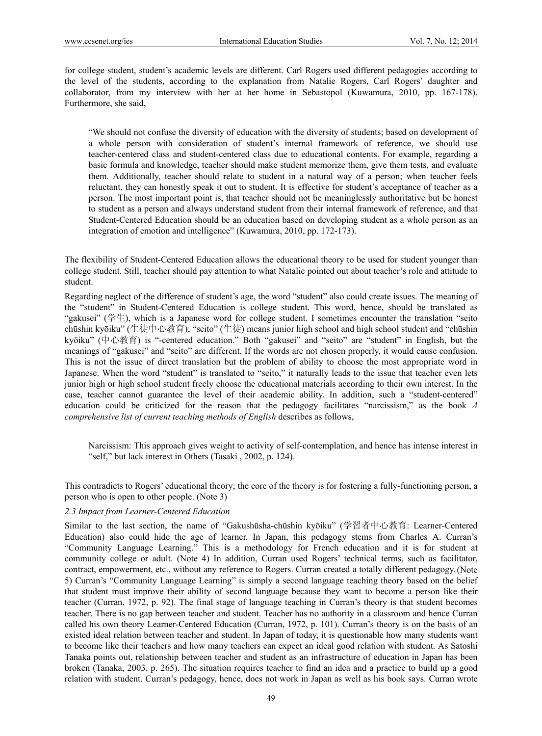for college student, student's academic levels are different. Carl Rogers used different pedagogies according to the level of the students, according to the explanation from Natalie Rogers, Carl Rogers' daughter and collaborator, from my interview with her at her home in Sebastopol (Kuwamura, 2010, pp. 167-178). Furthermore, she said,

> "We should not confuse the diversity of education with the diversity of students; based on development of a whole person with consideration of student's internal framework of reference, we should use teacher-centered class and student-centered class due to educational contents. For example, regarding a basic formula and knowledge, teacher should make student memorize them, give them tests, and evaluate them. Additionally, teacher should relate to student in a natural way of a person; when teacher feels reluctant, they can honestly speak it out to student. It is effective for student's acceptance of teacher as a person. The most important point is, that teacher should not be meaninglessly authoritative but be honest to student as a person and always understand student from their internal framework of reference, and that Student-Centered Education should be an education based on developing student as a whole person as an integration of emotion and intelligence" (Kuwamura, 2010, pp. 172-173).

The flexibility of Student-Centered Education allows the educational theory to be used for student younger than college student. Still, teacher should pay attention to what Natalie pointed out about teacher's role and attitude to student.

Regarding neglect of the difference of student's age, the word "student" also could create issues. The meaning of the "student" in Student-Centered Education is college student. This word, hence, should be translated as "gakusei" (学生), which is a Japanese word for college student. I sometimes encounter the translation "seito chūshin kyōiku" (生徒中心教育); "seito" (生徒) means junior high school and high school student and "chūshin kyōiku" (中心教育) is "-centered education." Both "gakusei" and "seito" are "student" in English, but the meanings of "gakusei" and "seito" are different. If the words are not chosen properly, it would cause confusion. This is not the issue of direct translation but the problem of ability to choose the most appropriate word in Japanese. When the word "student" is translated to "seito," it naturally leads to the issue that teacher even lets junior high or high school student freely choose the educational materials according to their own interest. In the case, teacher cannot guarantee the level of their academic ability. In addition, such a "student-centered" education could be criticized for the reason that the pedagogy facilitates "narcissism," as the book *A comprehensive list of current teaching methods of English* describes as follows,

> Narcissism: This approach gives weight to activity of self-contemplation, and hence has intense interest in "self," but lack interest in Others (Tasaki , 2002, p. 124).

This contradicts to Rogers' educational theory; the core of the theory is for fostering a fully-functioning person, a person who is open to other people. (Note 3)

### *2.3 Impact from Learner-Centered Education*

Similar to the last section, the name of "Gakushūsha-chūshin kyōiku" (学習者中心教育: Learner-Centered Education) also could hide the age of learner. In Japan, this pedagogy stems from Charles A. Curran's "Community Language Learning." This is a methodology for French education and it is for student at community college or adult. (Note 4) In addition, Curran used Rogers' technical terms, such as facilitator, contract, empowerment, etc., without any reference to Rogers. Curran created a totally different pedagogy. (Note 5) Curran's "Community Language Learning" is simply a second language teaching theory based on the belief that student must improve their ability of second language because they want to become a person like their teacher (Curran, 1972, p. 92). The final stage of language teaching in Curran's theory is that student becomes teacher. There is no gap between teacher and student. Teacher has no authority in a classroom and hence Curran called his own theory Learner-Centered Education (Curran, 1972, p. 101). Curran's theory is on the basis of an existed ideal relation between teacher and student. In Japan of today, it is questionable how many students want to become like their teachers and how many teachers can expect an ideal good relation with student. As Satoshi Tanaka points out, relationship between teacher and student as an infrastructure of education in Japan has been broken (Tanaka, 2003, p. 265). The situation requires teacher to find an idea and a practice to build up a good relation with student. Curran's pedagogy, hence, does not work in Japan as well as his book says. Curran wrote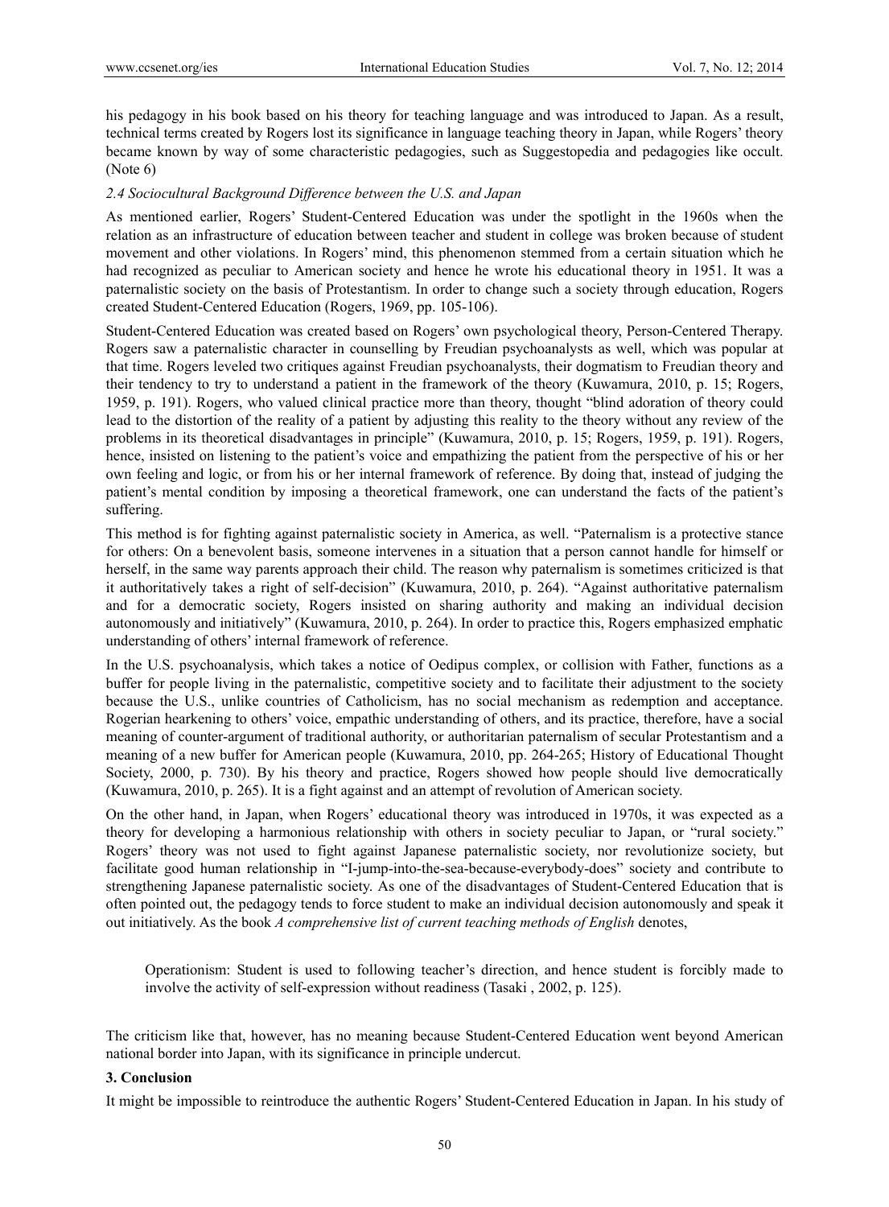his pedagogy in his book based on his theory for teaching language and was introduced to Japan. As a result, technical terms created by Rogers lost its significance in language teaching theory in Japan, while Rogers' theory became known by way of some characteristic pedagogies, such as Suggestopedia and pedagogies like occult. (Note 6)

### *2.4 Sociocultural Background Difference between the U.S. and Japan*

As mentioned earlier, Rogers' Student-Centered Education was under the spotlight in the 1960s when the relation as an infrastructure of education between teacher and student in college was broken because of student movement and other violations. In Rogers' mind, this phenomenon stemmed from a certain situation which he had recognized as peculiar to American society and hence he wrote his educational theory in 1951. It was a paternalistic society on the basis of Protestantism. In order to change such a society through education, Rogers created Student-Centered Education (Rogers, 1969, pp. 105-106).

Student-Centered Education was created based on Rogers' own psychological theory, Person-Centered Therapy. Rogers saw a paternalistic character in counselling by Freudian psychoanalysts as well, which was popular at that time. Rogers leveled two critiques against Freudian psychoanalysts, their dogmatism to Freudian theory and their tendency to try to understand a patient in the framework of the theory (Kuwamura, 2010, p. 15; Rogers, 1959, p. 191). Rogers, who valued clinical practice more than theory, thought "blind adoration of theory could lead to the distortion of the reality of a patient by adjusting this reality to the theory without any review of the problems in its theoretical disadvantages in principle" (Kuwamura, 2010, p. 15; Rogers, 1959, p. 191). Rogers, hence, insisted on listening to the patient's voice and empathizing the patient from the perspective of his or her own feeling and logic, or from his or her internal framework of reference. By doing that, instead of judging the patient's mental condition by imposing a theoretical framework, one can understand the facts of the patient's suffering.

This method is for fighting against paternalistic society in America, as well. "Paternalism is a protective stance for others: On a benevolent basis, someone intervenes in a situation that a person cannot handle for himself or herself, in the same way parents approach their child. The reason why paternalism is sometimes criticized is that it authoritatively takes a right of self-decision" (Kuwamura, 2010, p. 264). "Against authoritative paternalism and for a democratic society, Rogers insisted on sharing authority and making an individual decision autonomously and initiatively" (Kuwamura, 2010, p. 264). In order to practice this, Rogers emphasized emphatic understanding of others' internal framework of reference.

In the U.S. psychoanalysis, which takes a notice of Oedipus complex, or collision with Father, functions as a buffer for people living in the paternalistic, competitive society and to facilitate their adjustment to the society because the U.S., unlike countries of Catholicism, has no social mechanism as redemption and acceptance. Rogerian hearkening to others' voice, empathic understanding of others, and its practice, therefore, have a social meaning of counter-argument of traditional authority, or authoritarian paternalism of secular Protestantism and a meaning of a new buffer for American people (Kuwamura, 2010, pp. 264-265; History of Educational Thought Society, 2000, p. 730). By his theory and practice, Rogers showed how people should live democratically (Kuwamura, 2010, p. 265). It is a fight against and an attempt of revolution of American society.

On the other hand, in Japan, when Rogers' educational theory was introduced in 1970s, it was expected as a theory for developing a harmonious relationship with others in society peculiar to Japan, or "rural society." Rogers' theory was not used to fight against Japanese paternalistic society, nor revolutionize society, but facilitate good human relationship in "I-jump-into-the-sea-because-everybody-does" society and contribute to strengthening Japanese paternalistic society. As one of the disadvantages of Student-Centered Education that is often pointed out, the pedagogy tends to force student to make an individual decision autonomously and speak it out initiatively. As the book *A comprehensive list of current teaching methods of English* denotes,

> Operationism: Student is used to following teacher's direction, and hence student is forcibly made to involve the activity of self-expression without readiness (Tasaki , 2002, p. 125).

The criticism like that, however, has no meaning because Student-Centered Education went beyond American national border into Japan, with its significance in principle undercut.

## 3. Conclusion

It might be impossible to reintroduce the authentic Rogers' Student-Centered Education in Japan. In his study of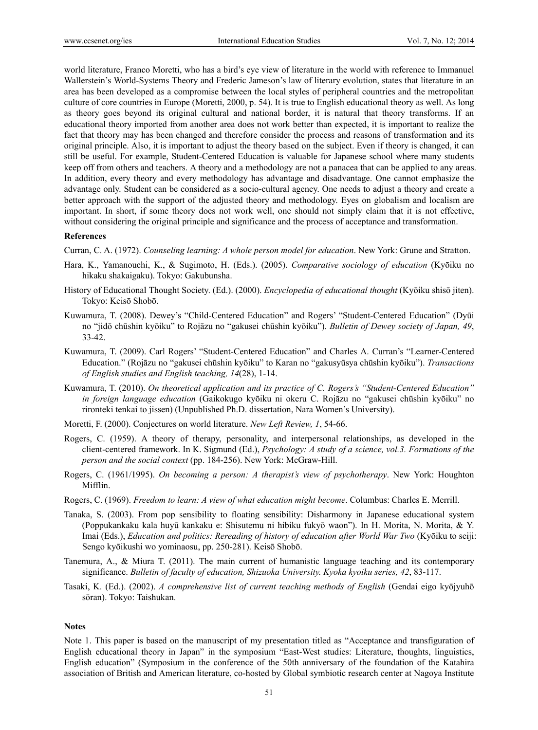world literature, Franco Moretti, who has a bird's eye view of literature in the world with reference to Immanuel Wallerstein's World-Systems Theory and Frederic Jameson's law of literary evolution, states that literature in an area has been developed as a compromise between the local styles of peripheral countries and the metropolitan culture of core countries in Europe (Moretti, 2000, p. 54). It is true to English educational theory as well. As long as theory goes beyond its original cultural and national border, it is natural that theory transforms. If an educational theory imported from another area does not work better than expected, it is important to realize the fact that theory may has been changed and therefore consider the process and reasons of transformation and its original principle. Also, it is important to adjust the theory based on the subject. Even if theory is changed, it can still be useful. For example, Student-Centered Education is valuable for Japanese school where many students keep off from others and teachers. A theory and a methodology are not a panacea that can be applied to any areas. In addition, every theory and every methodology has advantage and disadvantage. One cannot emphasize the advantage only. Student can be considered as a socio-cultural agency. One needs to adjust a theory and create a better approach with the support of the adjusted theory and methodology. Eyes on globalism and localism are important. In short, if some theory does not work well, one should not simply claim that it is not effective, without considering the original principle and significance and the process of acceptance and transformation.

## References

Curran, C. A. (1972). *Counseling learning: A whole person model for education*. New York: Grune and Stratton.

Hara, K., Yamanouchi, K., & Sugimoto, H. (Eds.). (2005). *Comparative sociology of education* (Kyōiku no hikaku shakaigaku). Tokyo: Gakubunsha.

History of Educational Thought Society. (Ed.). (2000). *Encyclopedia of educational thought* (Kyōiku shisō jiten). Tokyo: Keisō Shobō.

Kuwamura, T. (2008). Dewey's "Child-Centered Education" and Rogers' "Student-Centered Education" (Dyūi no "jidō chūshin kyōiku" to Rojāzu no "gakusei chūshin kyōiku"). *Bulletin of Dewey society of Japan, 49*, 33-42.

Kuwamura, T. (2009). Carl Rogers' "Student-Centered Education" and Charles A. Curran's "Learner-Centered Education." (Rojāzu no "gakusei chūshin kyōiku" to Karan no "gakusyūsya chūshin kyōiku"). *Transactions of English studies and English teaching, 14*(28), 1-14.

Kuwamura, T. (2010). *On theoretical application and its practice of C. Rogers's "Student-Centered Education" in foreign language education* (Gaikokugo kyōiku ni okeru C. Rojāzu no "gakusei chūshin kyōiku" no rironteki tenkai to jissen) (Unpublished Ph.D. dissertation, Nara Women's University).

Moretti, F. (2000). Conjectures on world literature. *New Left Review, 1*, 54-66.

Rogers, C. (1959). A theory of therapy, personality, and interpersonal relationships, as developed in the client-centered framework. In K. Sigmund (Ed.), *Psychology: A study of a science, vol.3. Formations of the person and the social context* (pp. 184-256). New York: McGraw-Hill.

Rogers, C. (1961/1995). *On becoming a person: A therapist's view of psychotherapy*. New York: Houghton Mifflin.

Rogers, C. (1969). *Freedom to learn: A view of what education might become*. Columbus: Charles E. Merrill.

Tanaka, S. (2003). From pop sensibility to floating sensibility: Disharmony in Japanese educational system (Poppukankaku kala huyū kankaku e: Shisutemu ni hibiku fukyō waon"). In H. Morita, N. Morita, & Y. Imai (Eds.), *Education and politics: Rereading of history of education after World War Two* (Kyōiku to seiji: Sengo kyōikushi wo yominaosu, pp. 250-281). Keisō Shobō.

Tanemura, A., & Miura T. (2011). The main current of humanistic language teaching and its contemporary significance. *Bulletin of faculty of education, Shizuoka University. Kyoka kyoiku series, 42*, 83-117.

Tasaki, K. (Ed.). (2002). *A comprehensive list of current teaching methods of English* (Gendai eigo kyōjyuhō sōran). Tokyo: Taishukan.

## Notes

Note 1. This paper is based on the manuscript of my presentation titled as "Acceptance and transfiguration of English educational theory in Japan" in the symposium "East-West studies: Literature, thoughts, linguistics, English education" (Symposium in the conference of the 50th anniversary of the foundation of the Katahira association of British and American literature, co-hosted by Global symbiotic research center at Nagoya Institute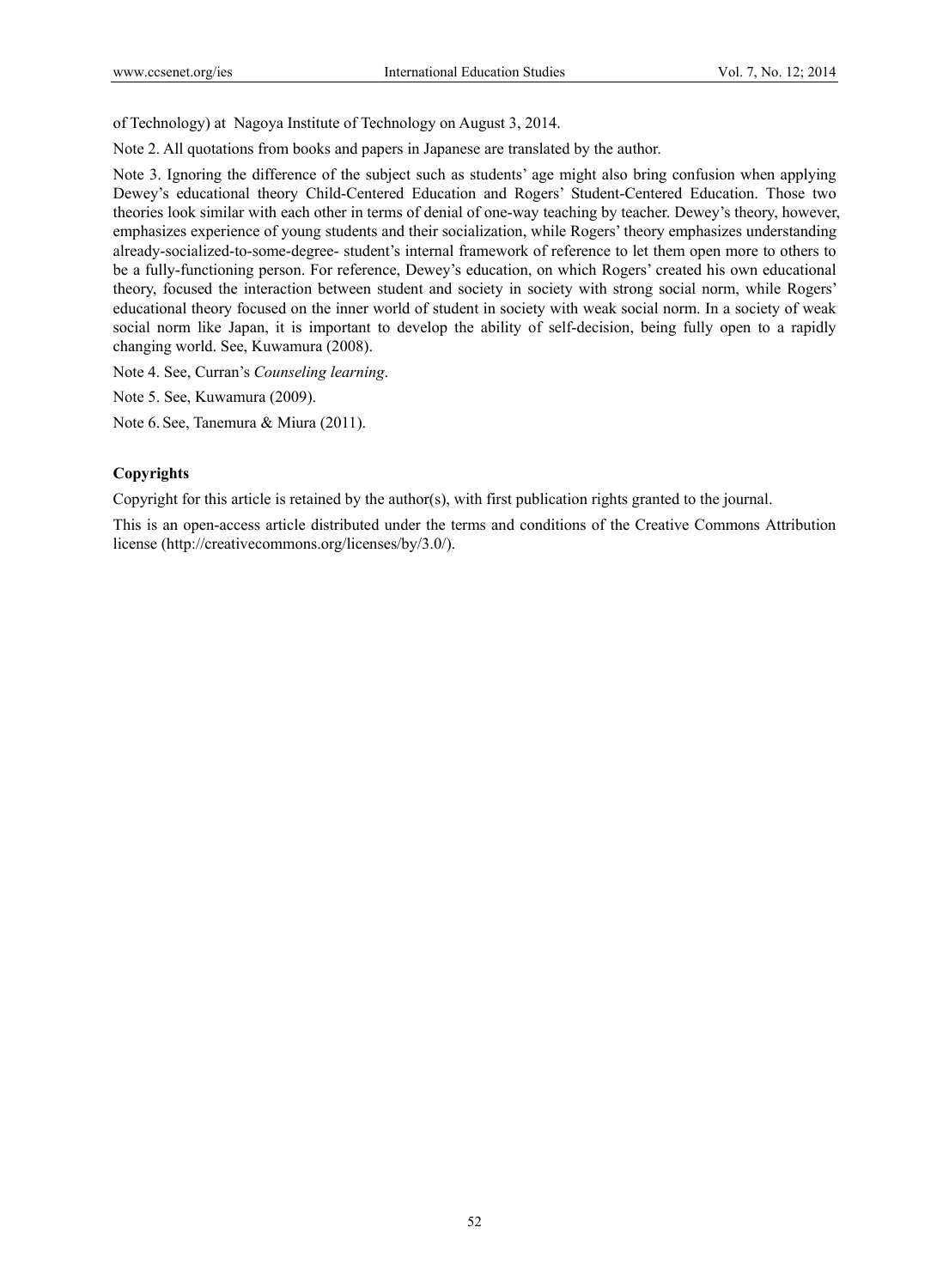of Technology) at Nagoya Institute of Technology on August 3, 2014.

Note 2. All quotations from books and papers in Japanese are translated by the author.

Note 3. Ignoring the difference of the subject such as students' age might also bring confusion when applying Dewey's educational theory Child-Centered Education and Rogers' Student-Centered Education. Those two theories look similar with each other in terms of denial of one-way teaching by teacher. Dewey's theory, however, emphasizes experience of young students and their socialization, while Rogers' theory emphasizes understanding already-socialized-to-some-degree- student's internal framework of reference to let them open more to others to be a fully-functioning person. For reference, Dewey's education, on which Rogers' created his own educational theory, focused the interaction between student and society in society with strong social norm, while Rogers' educational theory focused on the inner world of student in society with weak social norm. In a society of weak social norm like Japan, it is important to develop the ability of self-decision, being fully open to a rapidly changing world. See, Kuwamura (2008).

Note 4. See, Curran's *Counseling learning*.

Note 5. See, Kuwamura (2009).

Note 6. See, Tanemura & Miura (2011).

**Copyrights**

Copyright for this article is retained by the author(s), with first publication rights granted to the journal.

This is an open-access article distributed under the terms and conditions of the Creative Commons Attribution license (http://creativecommons.org/licenses/by/3.0/).